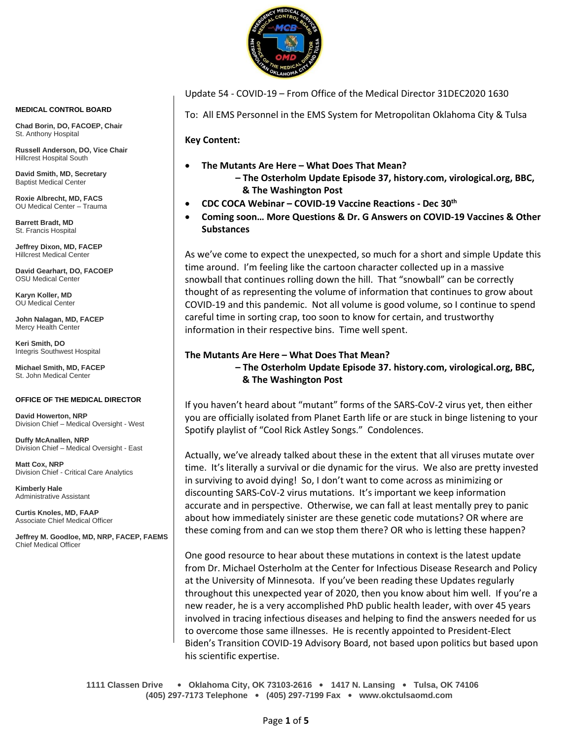Update 54 - COVID-19 – From Office of the Medical Director 31DEC2020 1630

To: All EMS Personnel in the EMS System for Metropolitan Oklahoma City & Tulsa

**MEDICAL CONTROL BOARD**

**Chad Borin, DO, FACOEP, Chair**
St. Anthony Hospital

**Russell Anderson, DO, Vice Chair**
Hillcrest Hospital South

**David Smith, MD, Secretary**
Baptist Medical Center

**Roxie Albrecht, MD, FACS**
OU Medical Center – Trauma

**Barrett Bradt, MD**
St. Francis Hospital

**Jeffrey Dixon, MD, FACEP**
Hillcrest Medical Center

**David Gearhart, DO, FACOEP**
OSU Medical Center

**Karyn Koller, MD**
OU Medical Center

**John Nalagan, MD, FACEP**
Mercy Health Center

**Keri Smith, DO**
Integris Southwest Hospital

**Michael Smith, MD, FACEP**
St. John Medical Center

**OFFICE OF THE MEDICAL DIRECTOR**

**David Howerton, NRP**
Division Chief – Medical Oversight - West

**Duffy McAnallen, NRP**
Division Chief – Medical Oversight - East

**Matt Cox, NRP**
Division Chief - Critical Care Analytics

**Kimberly Hale**
Administrative Assistant

**Curtis Knoles, MD, FAAP**
Associate Chief Medical Officer

**Jeffrey M. Goodloe, MD, NRP, FACEP, FAEMS**
Chief Medical Officer

**Key Content:**

- **The Mutants Are Here – What Does That Mean?**
  **– The Osterholm Update Episode 37, history.com, virological.org, BBC, & The Washington Post**
- **CDC COCA Webinar – COVID-19 Vaccine Reactions - Dec 30th**
- **Coming soon… More Questions & Dr. G Answers on COVID-19 Vaccines & Other Substances**

As we've come to expect the unexpected, so much for a short and simple Update this time around. I'm feeling like the cartoon character collected up in a massive snowball that continues rolling down the hill. That "snowball" can be correctly thought of as representing the volume of information that continues to grow about COVID-19 and this pandemic. Not all volume is good volume, so I continue to spend careful time in sorting crap, too soon to know for certain, and trustworthy information in their respective bins. Time well spent.

## The Mutants Are Here – What Does That Mean?
### – The Osterholm Update Episode 37. history.com, virological.org, BBC, & The Washington Post

If you haven't heard about "mutant" forms of the SARS-CoV-2 virus yet, then either you are officially isolated from Planet Earth life or are stuck in binge listening to your Spotify playlist of "Cool Rick Astley Songs." Condolences.

Actually, we've already talked about these in the extent that all viruses mutate over time. It's literally a survival or die dynamic for the virus. We also are pretty invested in surviving to avoid dying! So, I don't want to come across as minimizing or discounting SARS-CoV-2 virus mutations. It's important we keep information accurate and in perspective. Otherwise, we can fall at least mentally prey to panic about how immediately sinister are these genetic code mutations? OR where are these coming from and can we stop them there? OR who is letting these happen?

One good resource to hear about these mutations in context is the latest update from Dr. Michael Osterholm at the Center for Infectious Disease Research and Policy at the University of Minnesota. If you've been reading these Updates regularly throughout this unexpected year of 2020, then you know about him well. If you're a new reader, he is a very accomplished PhD public health leader, with over 45 years involved in tracing infectious diseases and helping to find the answers needed for us to overcome those same illnesses. He is recently appointed to President-Elect Biden's Transition COVID-19 Advisory Board, not based upon politics but based upon his scientific expertise.

1111 Classen Drive • Oklahoma City, OK 73103-2616 • 1417 N. Lansing • Tulsa, OK 74106
(405) 297-7173 Telephone • (405) 297-7199 Fax • www.okctulsaomd.com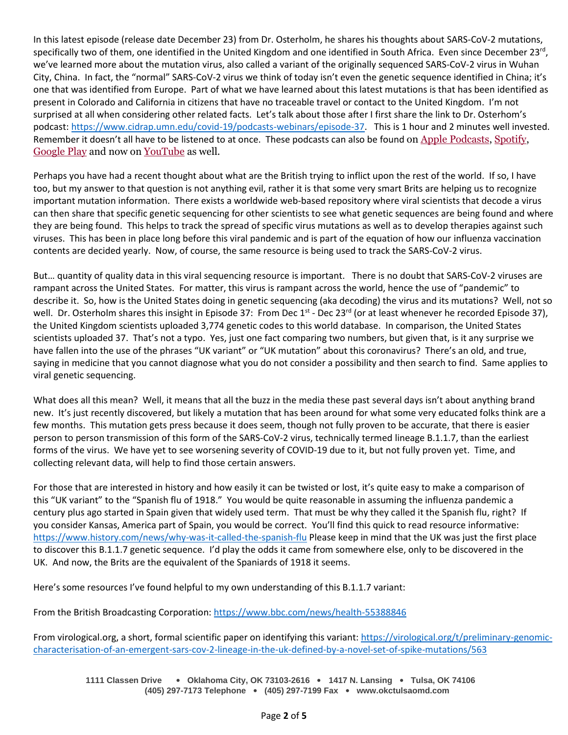In this latest episode (release date December 23) from Dr. Osterholm, he shares his thoughts about SARS-CoV-2 mutations, specifically two of them, one identified in the United Kingdom and one identified in South Africa. Even since December 23rd, we've learned more about the mutation virus, also called a variant of the originally sequenced SARS-CoV-2 virus in Wuhan City, China. In fact, the "normal" SARS-CoV-2 virus we think of today isn't even the genetic sequence identified in China; it's one that was identified from Europe. Part of what we have learned about this latest mutations is that has been identified as present in Colorado and California in citizens that have no traceable travel or contact to the United Kingdom. I'm not surprised at all when considering other related facts. Let's talk about those after I first share the link to Dr. Osterhom's podcast: https://www.cidrap.umn.edu/covid-19/podcasts-webinars/episode-37. This is 1 hour and 2 minutes well invested. Remember it doesn't all have to be listened to at once. These podcasts can also be found on Apple Podcasts, Spotify, Google Play and now on YouTube as well.

Perhaps you have had a recent thought about what are the British trying to inflict upon the rest of the world. If so, I have too, but my answer to that question is not anything evil, rather it is that some very smart Brits are helping us to recognize important mutation information. There exists a worldwide web-based repository where viral scientists that decode a virus can then share that specific genetic sequencing for other scientists to see what genetic sequences are being found and where they are being found. This helps to track the spread of specific virus mutations as well as to develop therapies against such viruses. This has been in place long before this viral pandemic and is part of the equation of how our influenza vaccination contents are decided yearly. Now, of course, the same resource is being used to track the SARS-CoV-2 virus.

But… quantity of quality data in this viral sequencing resource is important. There is no doubt that SARS-CoV-2 viruses are rampant across the United States. For matter, this virus is rampant across the world, hence the use of "pandemic" to describe it. So, how is the United States doing in genetic sequencing (aka decoding) the virus and its mutations? Well, not so well. Dr. Osterholm shares this insight in Episode 37: From Dec 1st - Dec 23rd (or at least whenever he recorded Episode 37), the United Kingdom scientists uploaded 3,774 genetic codes to this world database. In comparison, the United States scientists uploaded 37. That's not a typo. Yes, just one fact comparing two numbers, but given that, is it any surprise we have fallen into the use of the phrases "UK variant" or "UK mutation" about this coronavirus? There's an old, and true, saying in medicine that you cannot diagnose what you do not consider a possibility and then search to find. Same applies to viral genetic sequencing.

What does all this mean? Well, it means that all the buzz in the media these past several days isn't about anything brand new. It's just recently discovered, but likely a mutation that has been around for what some very educated folks think are a few months. This mutation gets press because it does seem, though not fully proven to be accurate, that there is easier person to person transmission of this form of the SARS-CoV-2 virus, technically termed lineage B.1.1.7, than the earliest forms of the virus. We have yet to see worsening severity of COVID-19 due to it, but not fully proven yet. Time, and collecting relevant data, will help to find those certain answers.

For those that are interested in history and how easily it can be twisted or lost, it's quite easy to make a comparison of this "UK variant" to the "Spanish flu of 1918." You would be quite reasonable in assuming the influenza pandemic a century plus ago started in Spain given that widely used term. That must be why they called it the Spanish flu, right? If you consider Kansas, America part of Spain, you would be correct. You'll find this quick to read resource informative: https://www.history.com/news/why-was-it-called-the-spanish-flu Please keep in mind that the UK was just the first place to discover this B.1.1.7 genetic sequence. I'd play the odds it came from somewhere else, only to be discovered in the UK. And now, the Brits are the equivalent of the Spaniards of 1918 it seems.

Here's some resources I've found helpful to my own understanding of this B.1.1.7 variant:

From the British Broadcasting Corporation: https://www.bbc.com/news/health-55388846

From virological.org, a short, formal scientific paper on identifying this variant: https://virological.org/t/preliminary-genomic-characterisation-of-an-emergent-sars-cov-2-lineage-in-the-uk-defined-by-a-novel-set-of-spike-mutations/563

**1111 Classen Drive • Oklahoma City, OK 73103-2616 • 1417 N. Lansing • Tulsa, OK 74106**
**(405) 297-7173 Telephone • (405) 297-7199 Fax • www.okctulsaomd.com**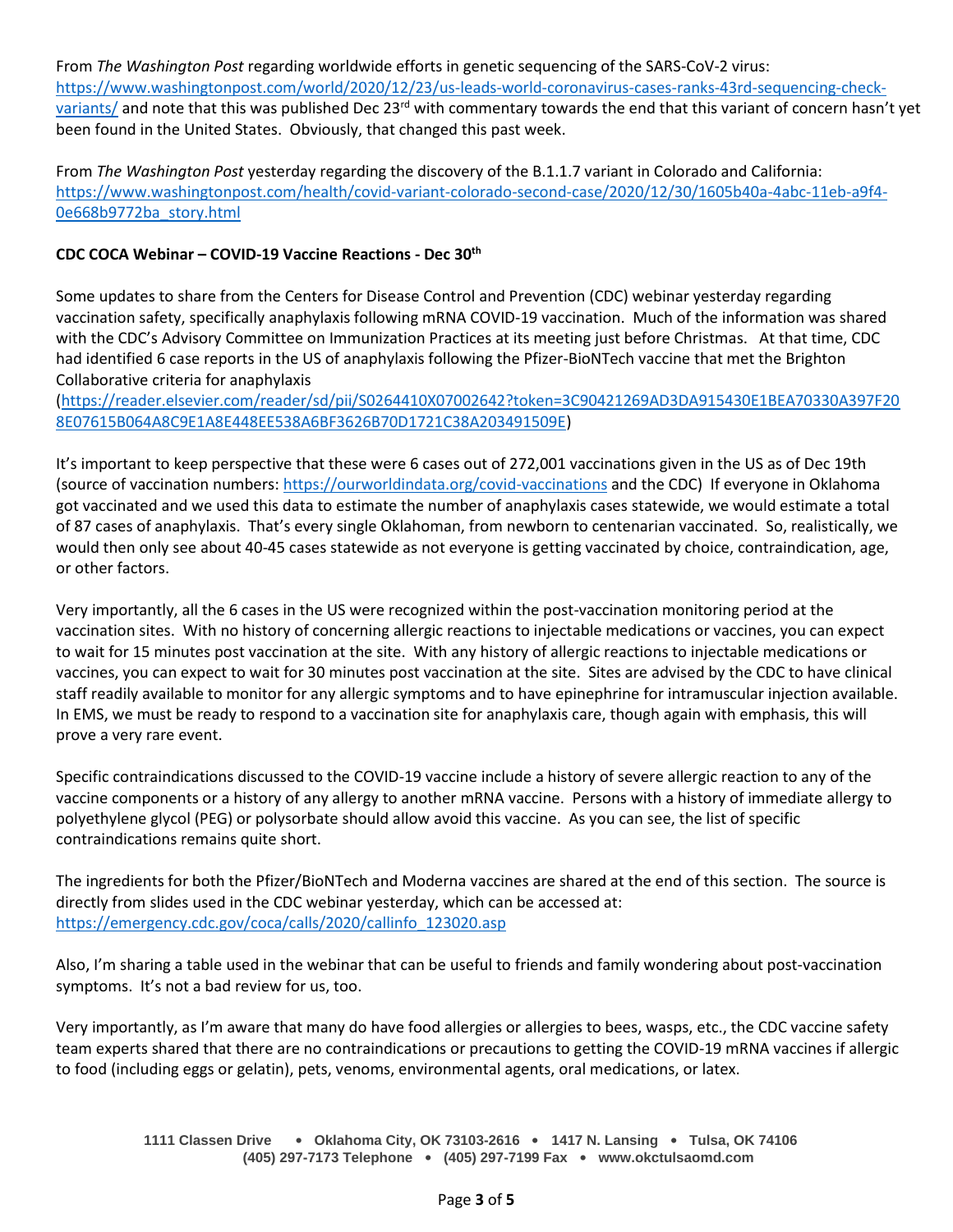From *The Washington Post* regarding worldwide efforts in genetic sequencing of the SARS-CoV-2 virus: https://www.washingtonpost.com/world/2020/12/23/us-leads-world-coronavirus-cases-ranks-43rd-sequencing-check-variants/ and note that this was published Dec 23rd with commentary towards the end that this variant of concern hasn't yet been found in the United States. Obviously, that changed this past week.

From *The Washington Post* yesterday regarding the discovery of the B.1.1.7 variant in Colorado and California: https://www.washingtonpost.com/health/covid-variant-colorado-second-case/2020/12/30/1605b40a-4abc-11eb-a9f4-0e668b9772ba_story.html

**CDC COCA Webinar – COVID-19 Vaccine Reactions - Dec 30th**

Some updates to share from the Centers for Disease Control and Prevention (CDC) webinar yesterday regarding vaccination safety, specifically anaphylaxis following mRNA COVID-19 vaccination. Much of the information was shared with the CDC's Advisory Committee on Immunization Practices at its meeting just before Christmas. At that time, CDC had identified 6 case reports in the US of anaphylaxis following the Pfizer-BioNTech vaccine that met the Brighton Collaborative criteria for anaphylaxis (https://reader.elsevier.com/reader/sd/pii/S0264410X07002642?token=3C90421269AD3DA915430E1BEA70330A397F208E07615B064A8C9E1A8E448EE538A6BF3626B70D1721C38A203491509E)

It's important to keep perspective that these were 6 cases out of 272,001 vaccinations given in the US as of Dec 19th (source of vaccination numbers: https://ourworldindata.org/covid-vaccinations and the CDC) If everyone in Oklahoma got vaccinated and we used this data to estimate the number of anaphylaxis cases statewide, we would estimate a total of 87 cases of anaphylaxis. That's every single Oklahoman, from newborn to centenarian vaccinated. So, realistically, we would then only see about 40-45 cases statewide as not everyone is getting vaccinated by choice, contraindication, age, or other factors.

Very importantly, all the 6 cases in the US were recognized within the post-vaccination monitoring period at the vaccination sites. With no history of concerning allergic reactions to injectable medications or vaccines, you can expect to wait for 15 minutes post vaccination at the site. With any history of allergic reactions to injectable medications or vaccines, you can expect to wait for 30 minutes post vaccination at the site. Sites are advised by the CDC to have clinical staff readily available to monitor for any allergic symptoms and to have epinephrine for intramuscular injection available. In EMS, we must be ready to respond to a vaccination site for anaphylaxis care, though again with emphasis, this will prove a very rare event.

Specific contraindications discussed to the COVID-19 vaccine include a history of severe allergic reaction to any of the vaccine components or a history of any allergy to another mRNA vaccine. Persons with a history of immediate allergy to polyethylene glycol (PEG) or polysorbate should allow avoid this vaccine. As you can see, the list of specific contraindications remains quite short.

The ingredients for both the Pfizer/BioNTech and Moderna vaccines are shared at the end of this section. The source is directly from slides used in the CDC webinar yesterday, which can be accessed at: https://emergency.cdc.gov/coca/calls/2020/callinfo_123020.asp

Also, I'm sharing a table used in the webinar that can be useful to friends and family wondering about post-vaccination symptoms. It's not a bad review for us, too.

Very importantly, as I'm aware that many do have food allergies or allergies to bees, wasps, etc., the CDC vaccine safety team experts shared that there are no contraindications or precautions to getting the COVID-19 mRNA vaccines if allergic to food (including eggs or gelatin), pets, venoms, environmental agents, oral medications, or latex.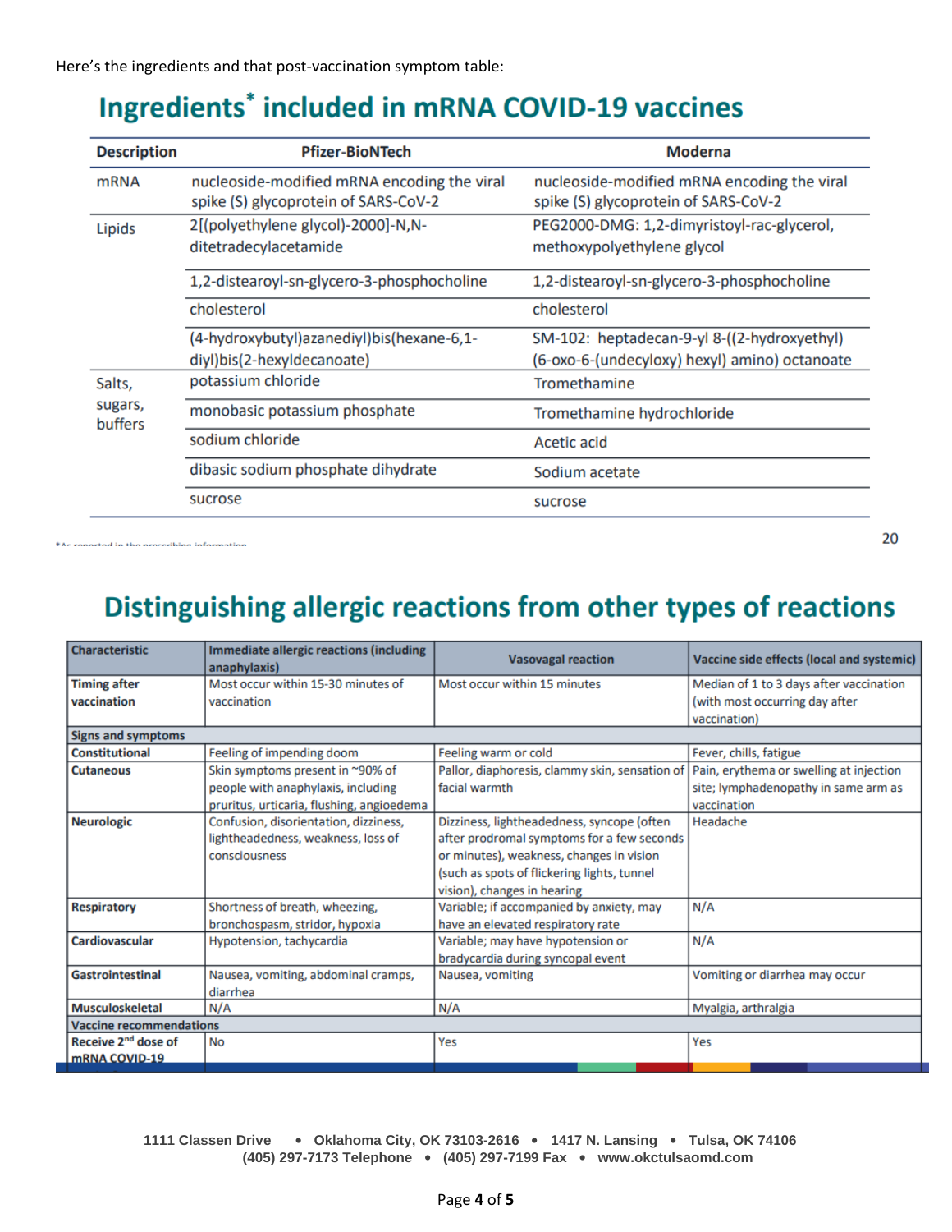Here's the ingredients and that post-vaccination symptom table:

## Ingredients* included in mRNA COVID-19 vaccines

| Description | Pfizer-BioNTech | Moderna |
|---|---|---|
| mRNA | nucleoside-modified mRNA encoding the viral spike (S) glycoprotein of SARS-CoV-2 | nucleoside-modified mRNA encoding the viral spike (S) glycoprotein of SARS-CoV-2 |
| Lipids | 2[(polyethylene glycol)-2000]-N,N-ditetradecylacetamide | PEG2000-DMG: 1,2-dimyristoyl-rac-glycerol, methoxypolyethylene glycol |
| | 1,2-distearoyl-sn-glycero-3-phosphocholine | 1,2-distearoyl-sn-glycero-3-phosphocholine |
| | cholesterol | cholesterol |
| | (4-hydroxybutyl)azanediyl)bis(hexane-6,1-diyl)bis(2-hexyldecanoate) | SM-102: heptadecan-9-yl 8-((2-hydroxyethyl) (6-oxo-6-(undecyloxy) hexyl) amino) octanoate |
| Salts, sugars, buffers | potassium chloride | Tromethamine |
| | monobasic potassium phosphate | Tromethamine hydrochloride |
| | sodium chloride | Acetic acid |
| | dibasic sodium phosphate dihydrate | Sodium acetate |
| | sucrose | sucrose |

*As reported in the prescribing information

## Distinguishing allergic reactions from other types of reactions

| Characteristic | Immediate allergic reactions (including anaphylaxis) | Vasovagal reaction | Vaccine side effects (local and systemic) |
|---|---|---|---|
| Timing after vaccination | Most occur within 15-30 minutes of vaccination | Most occur within 15 minutes | Median of 1 to 3 days after vaccination (with most occurring day after vaccination) |
| **Signs and symptoms** | | | |
| Constitutional | Feeling of impending doom | Feeling warm or cold | Fever, chills, fatigue |
| Cutaneous | Skin symptoms present in ~90% of people with anaphylaxis, including pruritus, urticaria, flushing, angioedema | Pallor, diaphoresis, clammy skin, sensation of facial warmth | Pain, erythema or swelling at injection site; lymphadenopathy in same arm as vaccination |
| Neurologic | Confusion, disorientation, dizziness, lightheadedness, weakness, loss of consciousness | Dizziness, lightheadedness, syncope (often after prodromal symptoms for a few seconds or minutes), weakness, changes in vision (such as spots of flickering lights, tunnel vision), changes in hearing | Headache |
| Respiratory | Shortness of breath, wheezing, bronchospasm, stridor, hypoxia | Variable; if accompanied by anxiety, may have an elevated respiratory rate | N/A |
| Cardiovascular | Hypotension, tachycardia | Variable; may have hypotension or bradycardia during syncopal event | N/A |
| Gastrointestinal | Nausea, vomiting, abdominal cramps, diarrhea | Nausea, vomiting | Vomiting or diarrhea may occur |
| Musculoskeletal | N/A | N/A | Myalgia, arthralgia |
| **Vaccine recommendations** | | | |
| Receive 2nd dose of mRNA COVID-19 | No | Yes | Yes |

1111 Classen Drive • Oklahoma City, OK 73103-2616 • 1417 N. Lansing • Tulsa, OK 74106
(405) 297-7173 Telephone • (405) 297-7199 Fax • www.okctulsaomd.com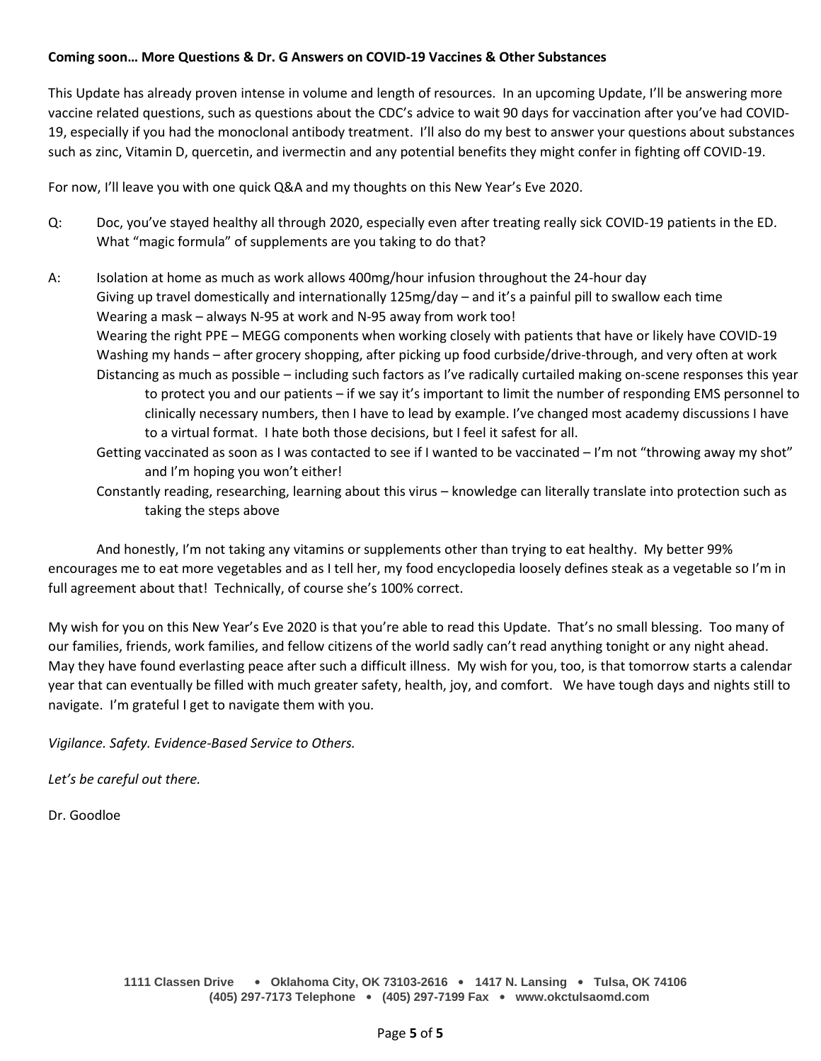**Coming soon… More Questions & Dr. G Answers on COVID-19 Vaccines & Other Substances**

This Update has already proven intense in volume and length of resources. In an upcoming Update, I'll be answering more vaccine related questions, such as questions about the CDC's advice to wait 90 days for vaccination after you've had COVID-19, especially if you had the monoclonal antibody treatment. I'll also do my best to answer your questions about substances such as zinc, Vitamin D, quercetin, and ivermectin and any potential benefits they might confer in fighting off COVID-19.

For now, I'll leave you with one quick Q&A and my thoughts on this New Year's Eve 2020.

Q: Doc, you've stayed healthy all through 2020, especially even after treating really sick COVID-19 patients in the ED. What "magic formula" of supplements are you taking to do that?

A: Isolation at home as much as work allows 400mg/hour infusion throughout the 24-hour day
Giving up travel domestically and internationally 125mg/day – and it's a painful pill to swallow each time
Wearing a mask – always N-95 at work and N-95 away from work too!
Wearing the right PPE – MEGG components when working closely with patients that have or likely have COVID-19
Washing my hands – after grocery shopping, after picking up food curbside/drive-through, and very often at work
Distancing as much as possible – including such factors as I've radically curtailed making on-scene responses this year to protect you and our patients – if we say it's important to limit the number of responding EMS personnel to clinically necessary numbers, then I have to lead by example. I've changed most academy discussions I have to a virtual format. I hate both those decisions, but I feel it safest for all.
Getting vaccinated as soon as I was contacted to see if I wanted to be vaccinated – I'm not "throwing away my shot" and I'm hoping you won't either!
Constantly reading, researching, learning about this virus – knowledge can literally translate into protection such as taking the steps above

And honestly, I'm not taking any vitamins or supplements other than trying to eat healthy. My better 99% encourages me to eat more vegetables and as I tell her, my food encyclopedia loosely defines steak as a vegetable so I'm in full agreement about that! Technically, of course she's 100% correct.

My wish for you on this New Year's Eve 2020 is that you're able to read this Update. That's no small blessing. Too many of our families, friends, work families, and fellow citizens of the world sadly can't read anything tonight or any night ahead. May they have found everlasting peace after such a difficult illness. My wish for you, too, is that tomorrow starts a calendar year that can eventually be filled with much greater safety, health, joy, and comfort. We have tough days and nights still to navigate. I'm grateful I get to navigate them with you.

*Vigilance. Safety. Evidence-Based Service to Others.*

*Let's be careful out there.*

Dr. Goodloe

**1111 Classen Drive • Oklahoma City, OK 73103-2616 • 1417 N. Lansing • Tulsa, OK 74106**
**(405) 297-7173 Telephone • (405) 297-7199 Fax • www.okctulsaomd.com**